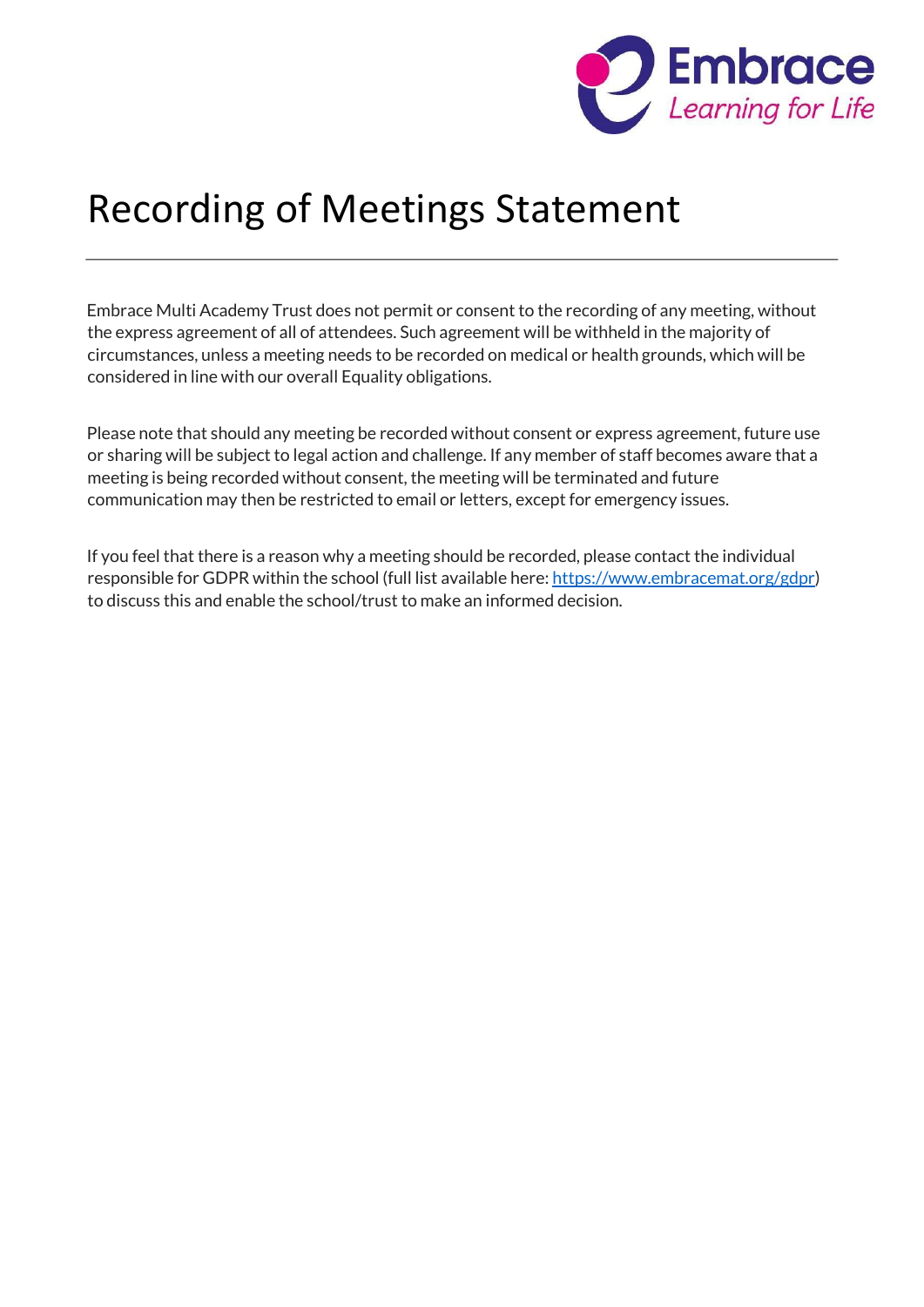# Recording of Meetings Statement

---

Embrace Multi Academy Trust does not permit or consent to the recording of any meeting, without the express agreement of all of attendees. Such agreement will be withheld in the majority of circumstances, unless a meeting needs to be recorded on medical or health grounds, which will be considered in line with our overall Equality obligations.

Please note that should any meeting be recorded without consent or express agreement, future use or sharing will be subject to legal action and challenge. If any member of staff becomes aware that a meeting is being recorded without consent, the meeting will be terminated and future communication may then be restricted to email or letters, except for emergency issues.

If you feel that there is a reason why a meeting should be recorded, please contact the individual responsible for GDPR within the school (full list available here: [https://www.embracemat.org/gdpr](https://www.embracemat.org/gdpr)) to discuss this and enable the school/trust to make an informed decision.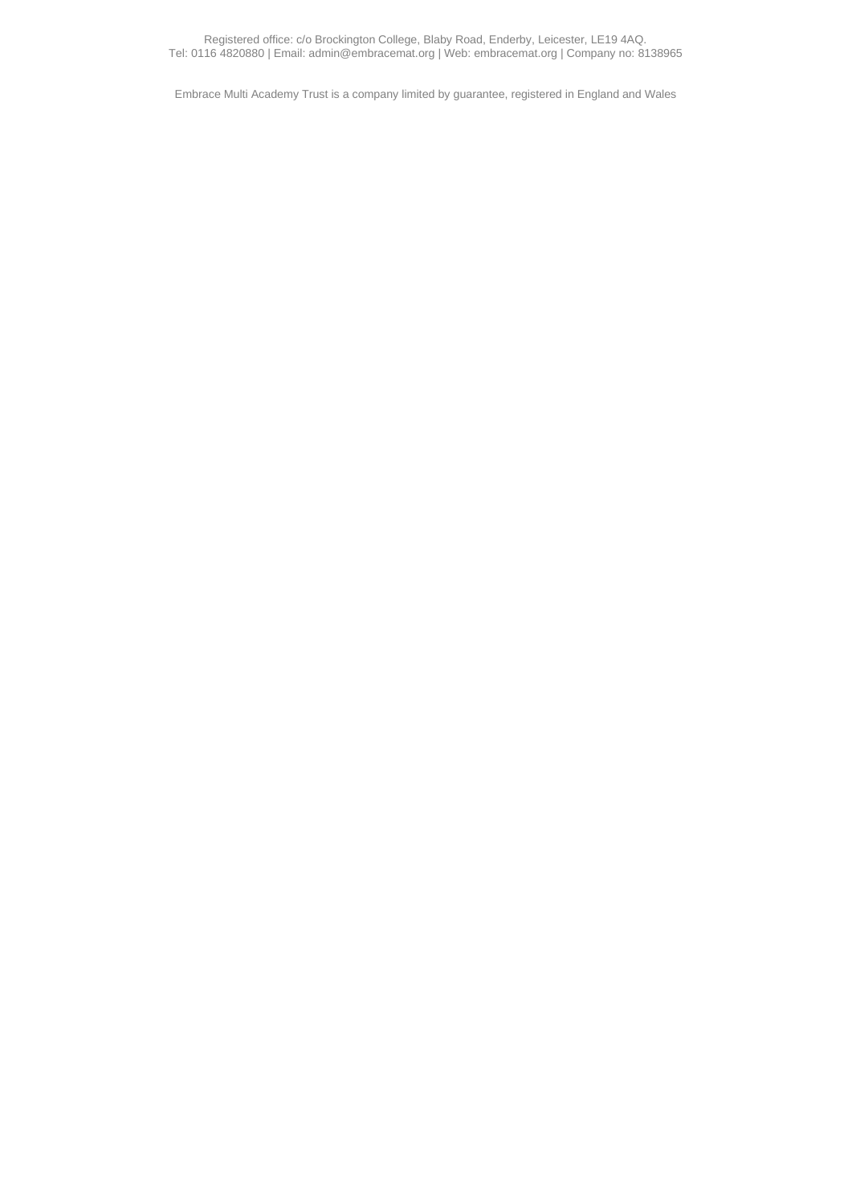Registered office: c/o Brockington College, Blaby Road, Enderby, Leicester, LE19 4AQ.
Tel: 0116 4820880 | Email: admin@embracemat.org | Web: embracemat.org | Company no: 8138965

Embrace Multi Academy Trust is a company limited by guarantee, registered in England and Wales